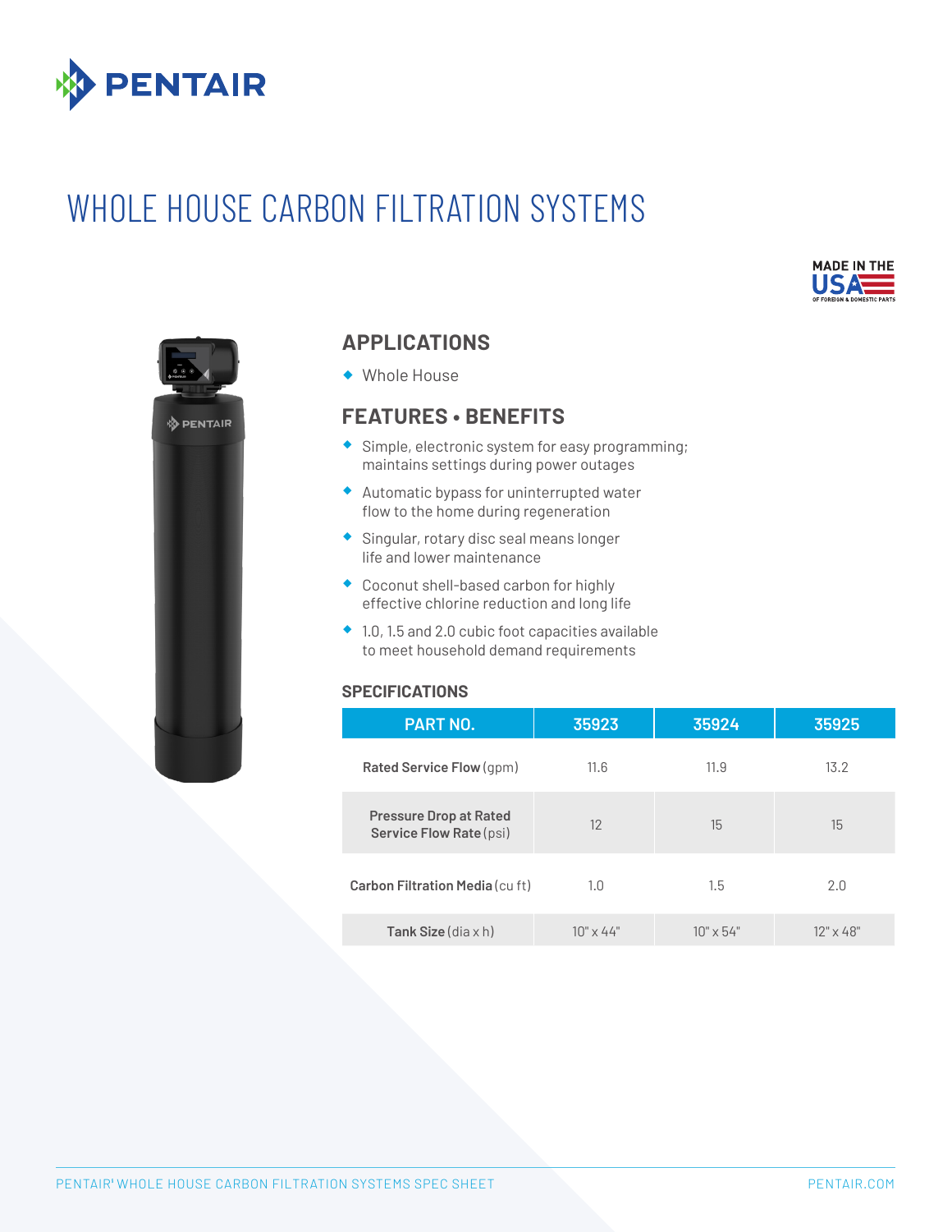# WHOLE HOUSE CARBON FILTRATION SYSTEMS

MADE IN THE USA OF FOREIGN & DOMESTIC PARTS

## APPLICATIONS

- Whole House

## FEATURES • BENEFITS

- Simple, electronic system for easy programming; maintains settings during power outages
- Automatic bypass for uninterrupted water flow to the home during regeneration
- Singular, rotary disc seal means longer life and lower maintenance
- Coconut shell-based carbon for highly effective chlorine reduction and long life
- 1.0, 1.5 and 2.0 cubic foot capacities available to meet household demand requirements

### SPECIFICATIONS

| PART NO. | 35923 | 35924 | 35925 |
|---|---|---|---|
| **Rated Service Flow** (gpm) | 11.6 | 11.9 | 13.2 |
| **Pressure Drop at Rated Service Flow Rate** (psi) | 12 | 15 | 15 |
| **Carbon Filtration Media** (cu ft) | 1.0 | 1.5 | 2.0 |
| **Tank Size** (dia x h) | 10" x 44" | 10" x 54" | 12" x 48" |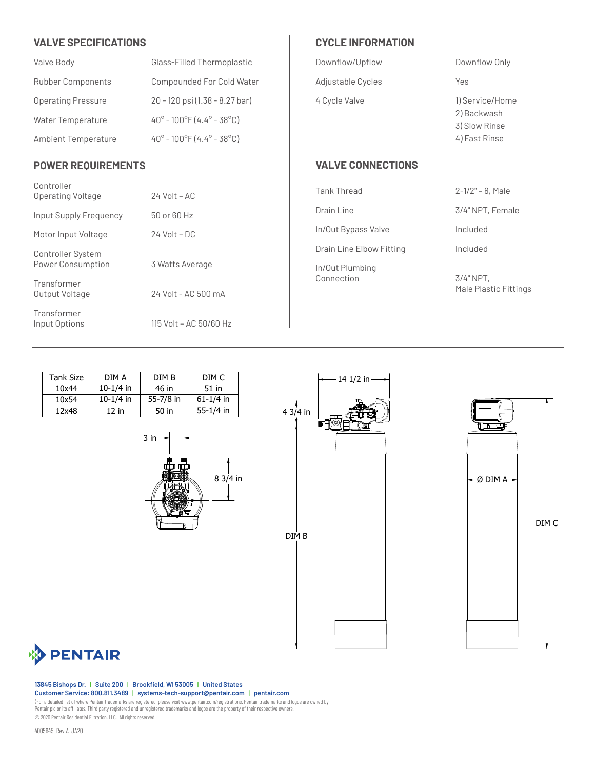## VALVE SPECIFICATIONS

| | |
|---|---|
| Valve Body | Glass-Filled Thermoplastic |
| Rubber Components | Compounded For Cold Water |
| Operating Pressure | 20 - 120 psi (1.38 - 8.27 bar) |
| Water Temperature | 40° - 100°F (4.4° - 38°C) |
| Ambient Temperature | 40° - 100°F (4.4° - 38°C) |

## POWER REQUIREMENTS

| | |
|---|---|
| Controller Operating Voltage | 24 Volt – AC |
| Input Supply Frequency | 50 or 60 Hz |
| Motor Input Voltage | 24 Volt – DC |
| Controller System Power Consumption | 3 Watts Average |
| Transformer Output Voltage | 24 Volt - AC 500 mA |
| Transformer Input Options | 115 Volt – AC 50/60 Hz |

## CYCLE INFORMATION

| | |
|---|---|
| Downflow/Upflow | Downflow Only |
| Adjustable Cycles | Yes |
| 4 Cycle Valve | 1) Service/Home<br>2) Backwash<br>3) Slow Rinse<br>4) Fast Rinse |

## VALVE CONNECTIONS

| | |
|---|---|
| Tank Thread | 2-1/2" – 8, Male |
| Drain Line | 3/4" NPT, Female |
| In/Out Bypass Valve | Included |
| Drain Line Elbow Fitting | Included |
| In/Out Plumbing Connection | 3/4" NPT, Male Plastic Fittings |

| Tank Size | DIM A | DIM B | DIM C |
|---|---|---|---|
| 10x44 | 10-1/4 in | 46 in | 51 in |
| 10x54 | 10-1/4 in | 55-7/8 in | 61-1/4 in |
| 12x48 | 12 in | 50 in | 55-1/4 in |

3 in
8 3/4 in
14 1/2 in
4 3/4 in
DIM B
Ø DIM A
DIM C

**PENTAIR**

**13845 Bishops Dr. | Suite 200 | Brookfield, WI 53005 | United States**
**Customer Service: 800.811.3489 | systems-tech-support@pentair.com | pentair.com**

§For a detailed list of where Pentair trademarks are registered, please visit www.pentair.com/registrations. Pentair trademarks and logos are owned by Pentair plc or its affiliates. Third party registered and unregistered trademarks and logos are the property of their respective owners.

© 2020 Pentair Residential Filtration, LLC. All rights reserved.

4005645 Rev A JA20